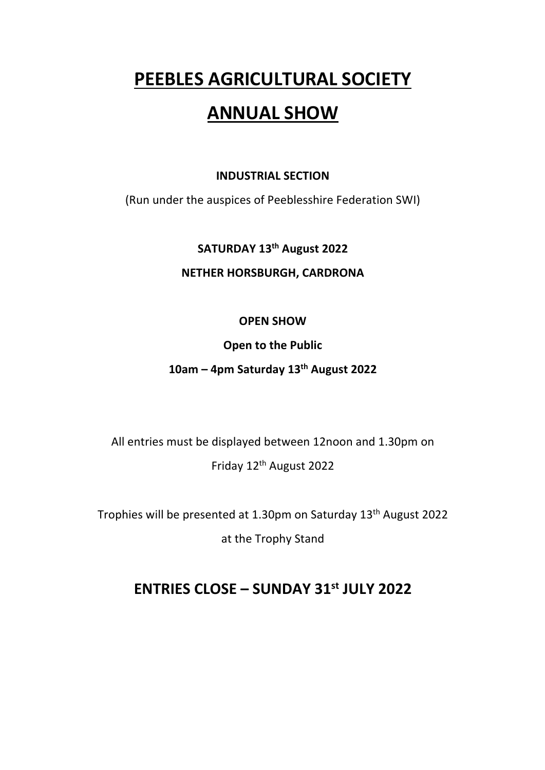# PEEBLES AGRICULTURAL SOCIETY

# ANNUAL SHOW

**INDUSTRIAL SECTION**

(Run under the auspices of Peeblesshire Federation SWI)

**SATURDAY 13th August 2022**

**NETHER HORSBURGH, CARDRONA**

**OPEN SHOW**

**Open to the Public**

**10am – 4pm Saturday 13th August 2022**

All entries must be displayed between 12noon and 1.30pm on Friday 12th August 2022

Trophies will be presented at 1.30pm on Saturday 13th August 2022 at the Trophy Stand

## ENTRIES CLOSE – SUNDAY 31st JULY 2022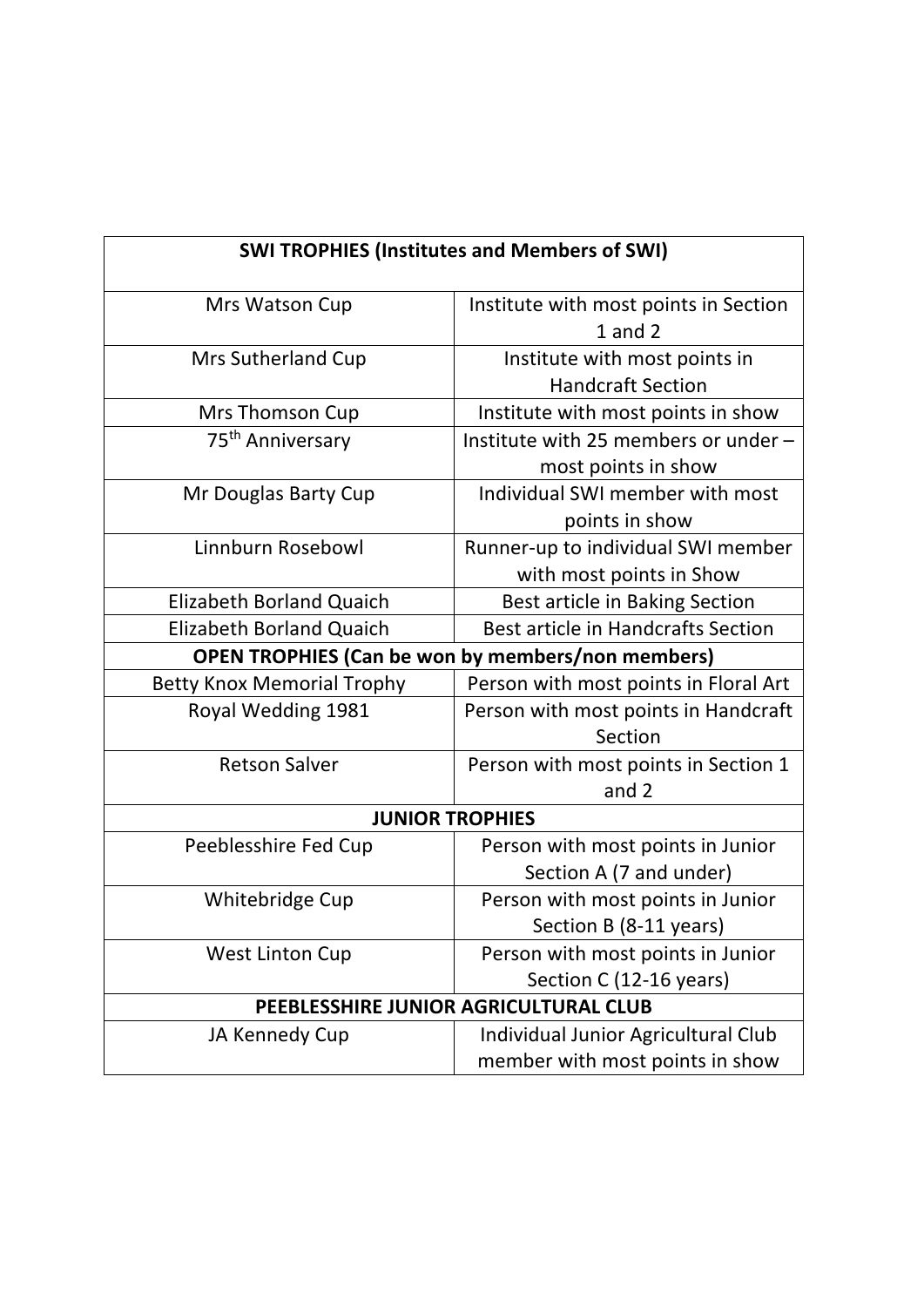| SWI TROPHIES (Institutes and Members of SWI) | |
|---|---|
| Mrs Watson Cup | Institute with most points in Section 1 and 2 |
| Mrs Sutherland Cup | Institute with most points in Handcraft Section |
| Mrs Thomson Cup | Institute with most points in show |
| 75th Anniversary | Institute with 25 members or under – most points in show |
| Mr Douglas Barty Cup | Individual SWI member with most points in show |
| Linnburn Rosebowl | Runner-up to individual SWI member with most points in Show |
| Elizabeth Borland Quaich | Best article in Baking Section |
| Elizabeth Borland Quaich | Best article in Handcrafts Section |
| **OPEN TROPHIES (Can be won by members/non members)** | |
| Betty Knox Memorial Trophy | Person with most points in Floral Art |
| Royal Wedding 1981 | Person with most points in Handcraft Section |
| Retson Salver | Person with most points in Section 1 and 2 |
| **JUNIOR TROPHIES** | |
| Peeblesshire Fed Cup | Person with most points in Junior Section A (7 and under) |
| Whitebridge Cup | Person with most points in Junior Section B (8-11 years) |
| West Linton Cup | Person with most points in Junior Section C (12-16 years) |
| **PEEBLESSHIRE JUNIOR AGRICULTURAL CLUB** | |
| JA Kennedy Cup | Individual Junior Agricultural Club member with most points in show |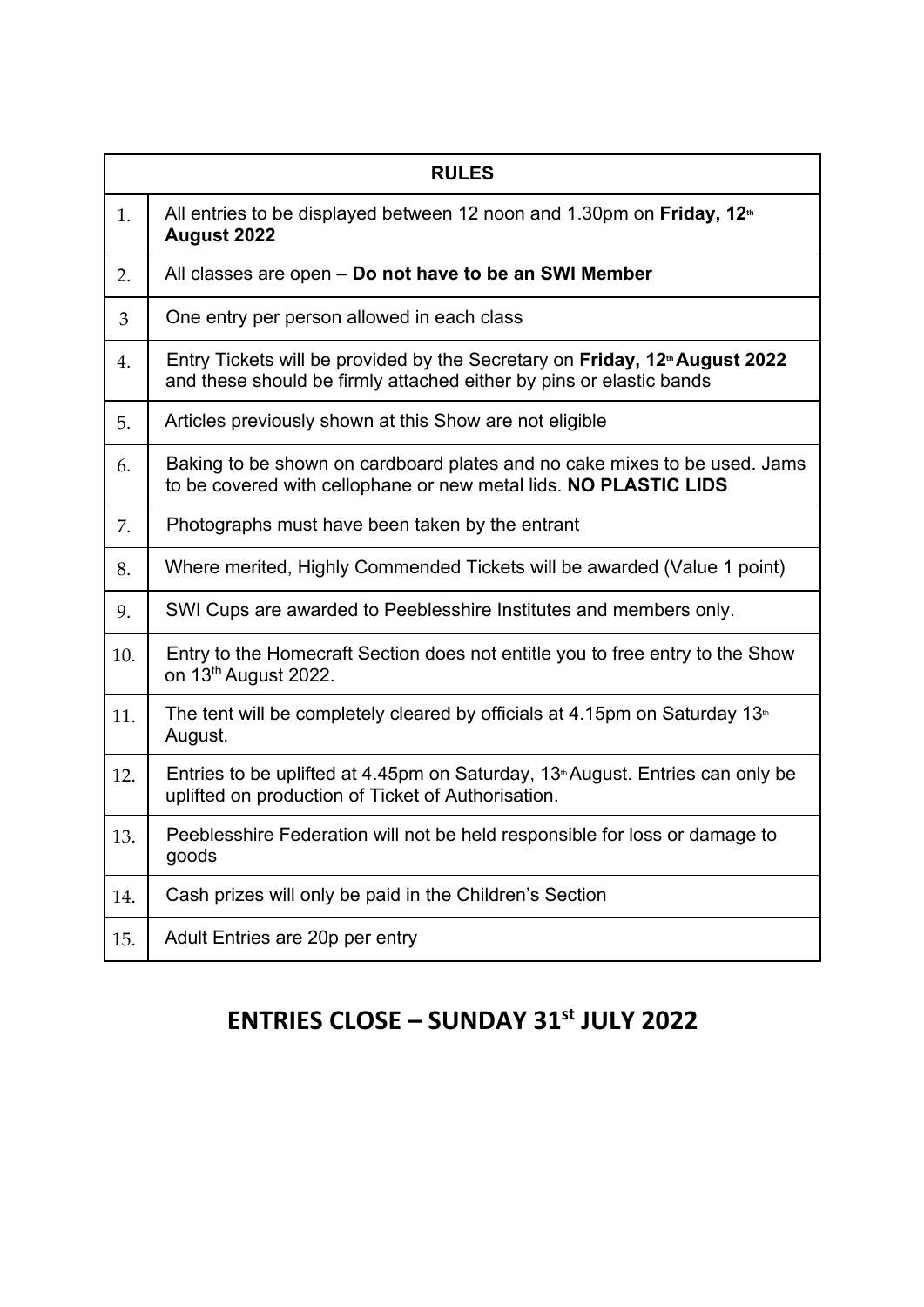| RULES | |
|---|---|
| 1. | All entries to be displayed between 12 noon and 1.30pm on **Friday, 12th August 2022** |
| 2. | All classes are open – **Do not have to be an SWI Member** |
| 3 | One entry per person allowed in each class |
| 4. | Entry Tickets will be provided by the Secretary on **Friday, 12th August 2022** and these should be firmly attached either by pins or elastic bands |
| 5. | Articles previously shown at this Show are not eligible |
| 6. | Baking to be shown on cardboard plates and no cake mixes to be used. Jams to be covered with cellophane or new metal lids. **NO PLASTIC LIDS** |
| 7. | Photographs must have been taken by the entrant |
| 8. | Where merited, Highly Commended Tickets will be awarded (Value 1 point) |
| 9. | SWI Cups are awarded to Peeblesshire Institutes and members only. |
| 10. | Entry to the Homecraft Section does not entitle you to free entry to the Show on 13th August 2022. |
| 11. | The tent will be completely cleared by officials at 4.15pm on Saturday 13th August. |
| 12. | Entries to be uplifted at 4.45pm on Saturday, 13th August. Entries can only be uplifted on production of Ticket of Authorisation. |
| 13. | Peeblesshire Federation will not be held responsible for loss or damage to goods |
| 14. | Cash prizes will only be paid in the Children's Section |
| 15. | Adult Entries are 20p per entry |

# ENTRIES CLOSE – SUNDAY 31st JULY 2022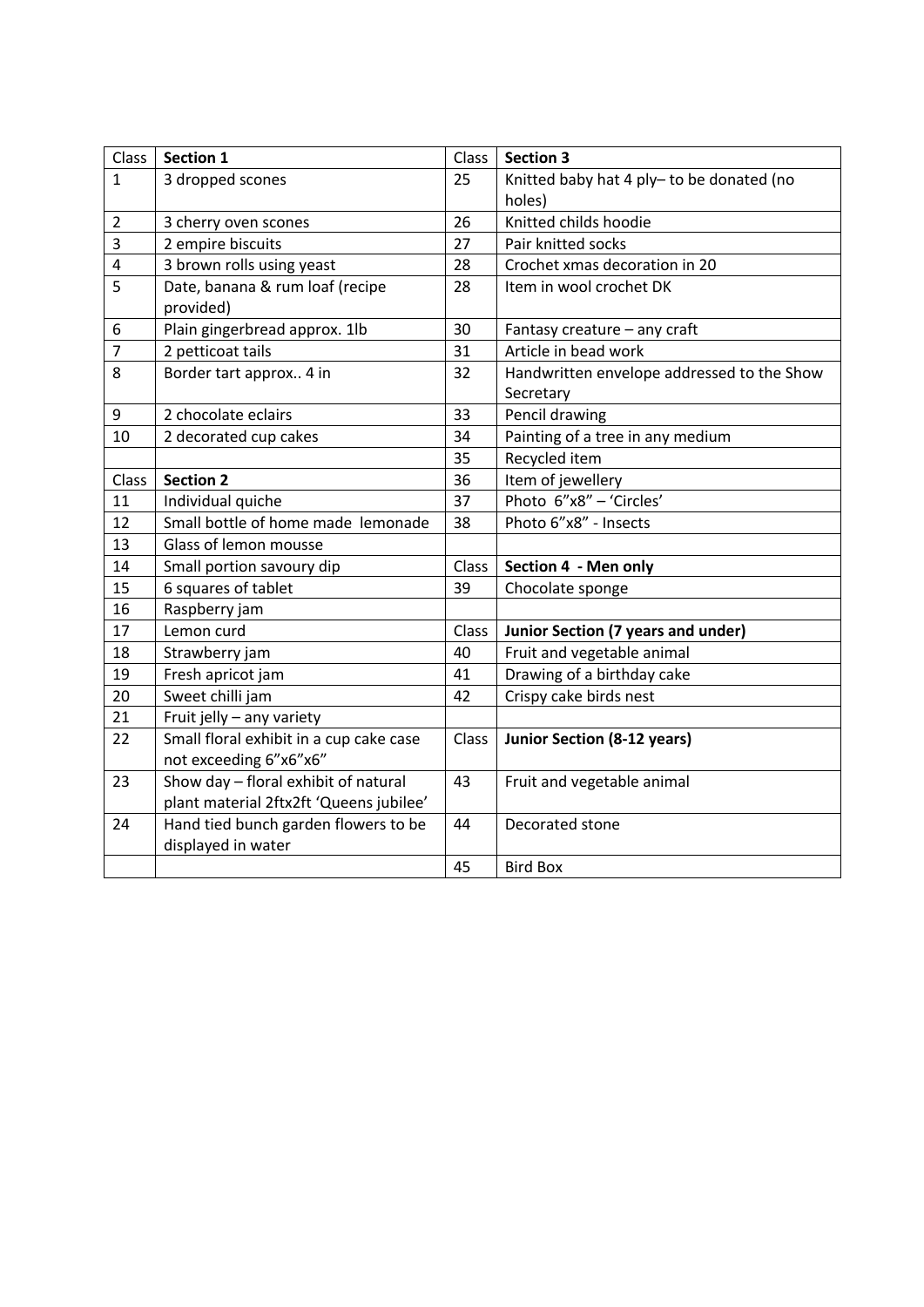| Class | **Section 1** | Class | **Section 3** |
|---|---|---|---|
| 1 | 3 dropped scones | 25 | Knitted baby hat 4 ply– to be donated (no holes) |
| 2 | 3 cherry oven scones | 26 | Knitted childs hoodie |
| 3 | 2 empire biscuits | 27 | Pair knitted socks |
| 4 | 3 brown rolls using yeast | 28 | Crochet xmas decoration in 20 |
| 5 | Date, banana & rum loaf (recipe provided) | 28 | Item in wool crochet DK |
| 6 | Plain gingerbread approx. 1lb | 30 | Fantasy creature – any craft |
| 7 | 2 petticoat tails | 31 | Article in bead work |
| 8 | Border tart approx.. 4 in | 32 | Handwritten envelope addressed to the Show Secretary |
| 9 | 2 chocolate eclairs | 33 | Pencil drawing |
| 10 | 2 decorated cup cakes | 34 | Painting of a tree in any medium |
| | | 35 | Recycled item |
| Class | **Section 2** | 36 | Item of jewellery |
| 11 | Individual quiche | 37 | Photo 6"x8" – 'Circles' |
| 12 | Small bottle of home made lemonade | 38 | Photo 6"x8" - Insects |
| 13 | Glass of lemon mousse | | |
| 14 | Small portion savoury dip | Class | **Section 4 - Men only** |
| 15 | 6 squares of tablet | 39 | Chocolate sponge |
| 16 | Raspberry jam | | |
| 17 | Lemon curd | Class | **Junior Section (7 years and under)** |
| 18 | Strawberry jam | 40 | Fruit and vegetable animal |
| 19 | Fresh apricot jam | 41 | Drawing of a birthday cake |
| 20 | Sweet chilli jam | 42 | Crispy cake birds nest |
| 21 | Fruit jelly – any variety | | |
| 22 | Small floral exhibit in a cup cake case not exceeding 6"x6"x6" | Class | **Junior Section (8-12 years)** |
| 23 | Show day – floral exhibit of natural plant material 2ftx2ft 'Queens jubilee' | 43 | Fruit and vegetable animal |
| 24 | Hand tied bunch garden flowers to be displayed in water | 44 | Decorated stone |
| | | 45 | Bird Box |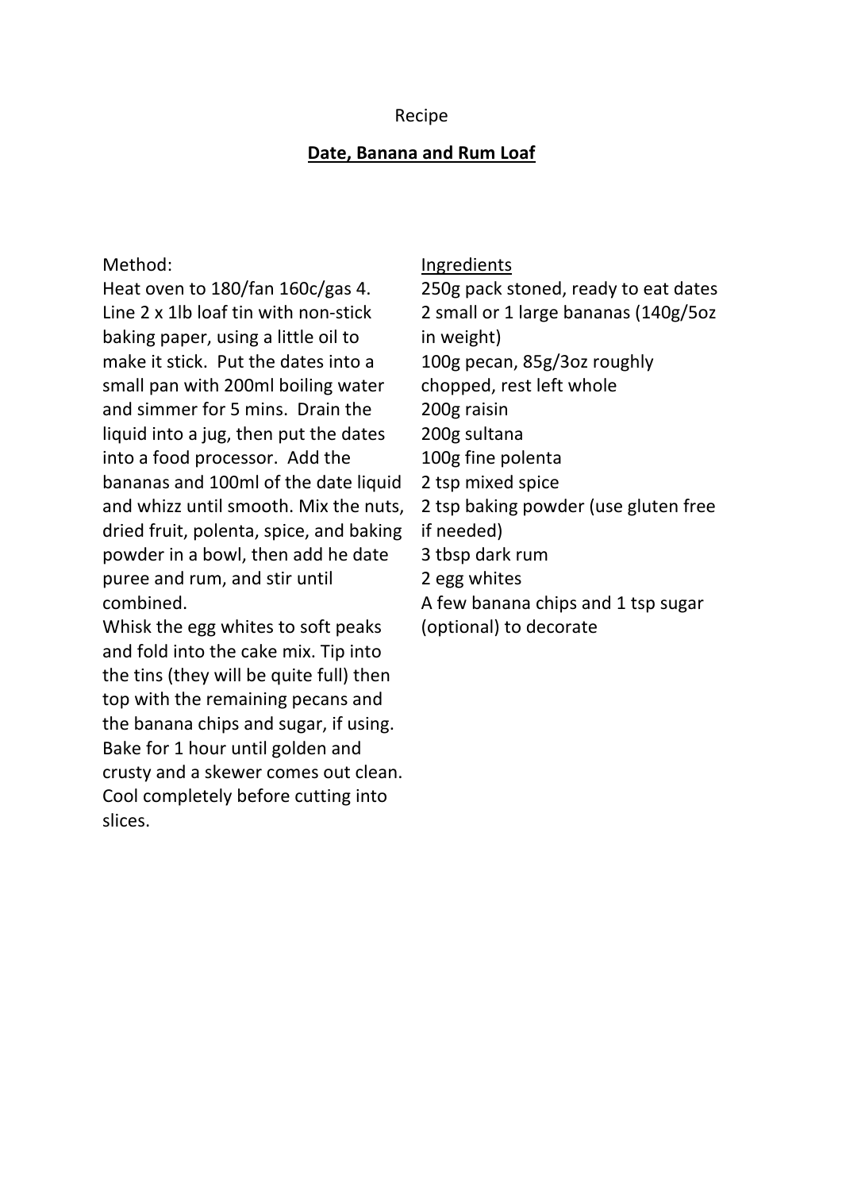Recipe

## Date, Banana and Rum Loaf

Method:

Heat oven to 180/fan 160c/gas 4. Line 2 x 1lb loaf tin with non-stick baking paper, using a little oil to make it stick. Put the dates into a small pan with 200ml boiling water and simmer for 5 mins. Drain the liquid into a jug, then put the dates into a food processor. Add the bananas and 100ml of the date liquid and whizz until smooth. Mix the nuts, dried fruit, polenta, spice, and baking powder in a bowl, then add he date puree and rum, and stir until combined.

Whisk the egg whites to soft peaks and fold into the cake mix. Tip into the tins (they will be quite full) then top with the remaining pecans and the banana chips and sugar, if using. Bake for 1 hour until golden and crusty and a skewer comes out clean. Cool completely before cutting into slices.

Ingredients

250g pack stoned, ready to eat dates
2 small or 1 large bananas (140g/5oz in weight)
100g pecan, 85g/3oz roughly chopped, rest left whole
200g raisin
200g sultana
100g fine polenta
2 tsp mixed spice
2 tsp baking powder (use gluten free if needed)
3 tbsp dark rum
2 egg whites
A few banana chips and 1 tsp sugar (optional) to decorate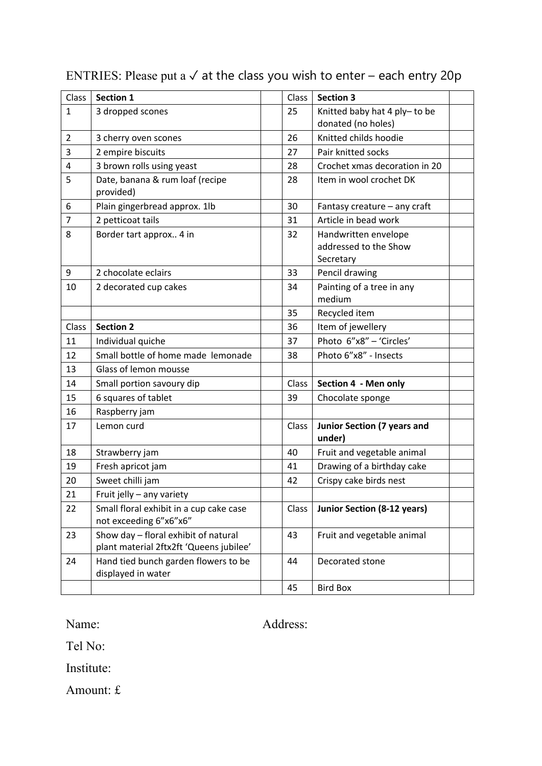ENTRIES: Please put a ✓ at the class you wish to enter – each entry 20p

| Class | Section 1 | | Class | Section 3 | |
|---|---|---|---|---|---|
| 1 | 3 dropped scones | | 25 | Knitted baby hat 4 ply– to be donated (no holes) | |
| 2 | 3 cherry oven scones | | 26 | Knitted childs hoodie | |
| 3 | 2 empire biscuits | | 27 | Pair knitted socks | |
| 4 | 3 brown rolls using yeast | | 28 | Crochet xmas decoration in 20 | |
| 5 | Date, banana & rum loaf (recipe provided) | | 28 | Item in wool crochet DK | |
| 6 | Plain gingerbread approx. 1lb | | 30 | Fantasy creature – any craft | |
| 7 | 2 petticoat tails | | 31 | Article in bead work | |
| 8 | Border tart approx.. 4 in | | 32 | Handwritten envelope addressed to the Show Secretary | |
| 9 | 2 chocolate eclairs | | 33 | Pencil drawing | |
| 10 | 2 decorated cup cakes | | 34 | Painting of a tree in any medium | |
| | | | 35 | Recycled item | |
| Class | **Section 2** | | 36 | Item of jewellery | |
| 11 | Individual quiche | | 37 | Photo 6"x8" – 'Circles' | |
| 12 | Small bottle of home made lemonade | | 38 | Photo 6"x8" - Insects | |
| 13 | Glass of lemon mousse | | | | |
| 14 | Small portion savoury dip | | Class | **Section 4 - Men only** | |
| 15 | 6 squares of tablet | | 39 | Chocolate sponge | |
| 16 | Raspberry jam | | | | |
| 17 | Lemon curd | | Class | **Junior Section (7 years and under)** | |
| 18 | Strawberry jam | | 40 | Fruit and vegetable animal | |
| 19 | Fresh apricot jam | | 41 | Drawing of a birthday cake | |
| 20 | Sweet chilli jam | | 42 | Crispy cake birds nest | |
| 21 | Fruit jelly – any variety | | | | |
| 22 | Small floral exhibit in a cup cake case not exceeding 6"x6"x6" | | Class | **Junior Section (8-12 years)** | |
| 23 | Show day – floral exhibit of natural plant material 2ftx2ft 'Queens jubilee' | | 43 | Fruit and vegetable animal | |
| 24 | Hand tied bunch garden flowers to be displayed in water | | 44 | Decorated stone | |
| | | | 45 | Bird Box | |

Name: Address:

Tel No:

Institute:

Amount: £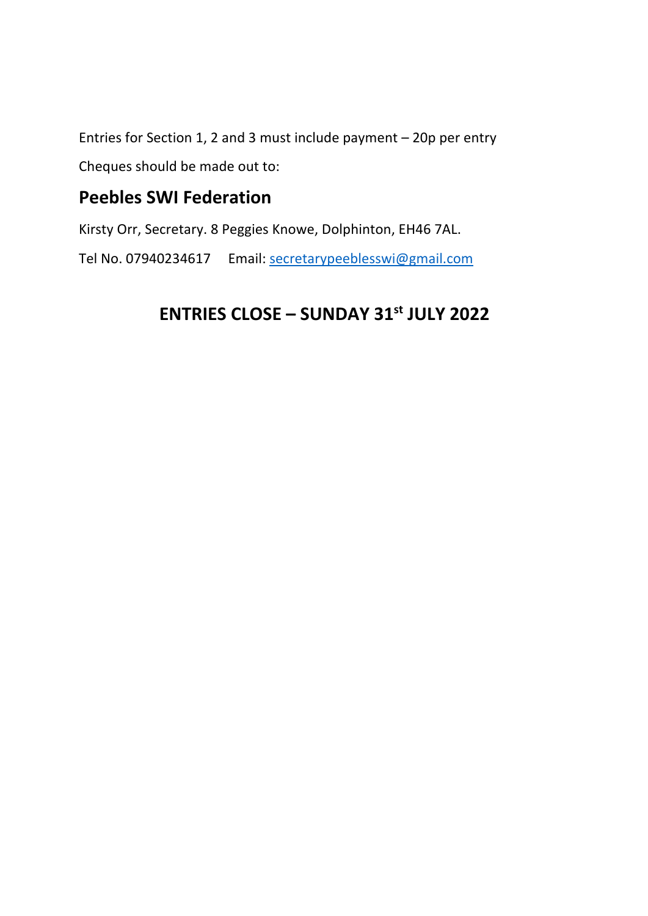Entries for Section 1, 2 and 3 must include payment – 20p per entry

Cheques should be made out to:

## Peebles SWI Federation

Kirsty Orr, Secretary. 8 Peggies Knowe, Dolphinton, EH46 7AL.

Tel No. 07940234617     Email: secretarypeeblesswi@gmail.com

## ENTRIES CLOSE – SUNDAY 31st JULY 2022